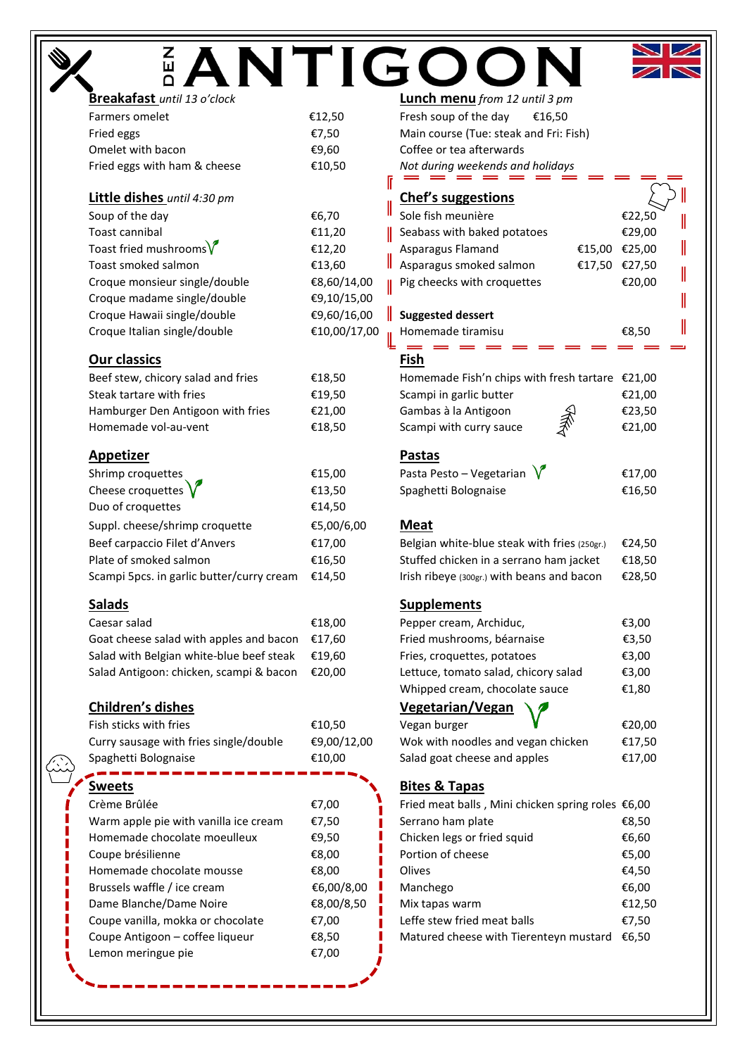# DEN ANTIGOON

## Breakafast *until 13 o'clock*

| | |
|---|---|
| Farmers omelet | €12,50 |
| Fried eggs | €7,50 |
| Omelet with bacon | €9,60 |
| Fried eggs with ham & cheese | €10,50 |

## Little dishes *until 4:30 pm*

| | |
|---|---|
| Soup of the day | €6,70 |
| Toast cannibal | €11,20 |
| Toast fried mushrooms | €12,20 |
| Toast smoked salmon | €13,60 |
| Croque monsieur single/double | €8,60/14,00 |
| Croque madame single/double | €9,10/15,00 |
| Croque Hawaii single/double | €9,60/16,00 |
| Croque Italian single/double | €10,00/17,00 |

## Our classics

| | |
|---|---|
| Beef stew, chicory salad and fries | €18,50 |
| Steak tartare with fries | €19,50 |
| Hamburger Den Antigoon with fries | €21,00 |
| Homemade vol-au-vent | €18,50 |

## Appetizer

| | |
|---|---|
| Shrimp croquettes | €15,00 |
| Cheese croquettes | €13,50 |
| Duo of croquettes | €14,50 |
| Suppl. cheese/shrimp croquette | €5,00/6,00 |
| Beef carpaccio Filet d'Anvers | €17,00 |
| Plate of smoked salmon | €16,50 |
| Scampi 5pcs. in garlic butter/curry cream | €14,50 |

## Salads

| | |
|---|---|
| Caesar salad | €18,00 |
| Goat cheese salad with apples and bacon | €17,60 |
| Salad with Belgian white-blue beef steak | €19,60 |
| Salad Antigoon: chicken, scampi & bacon | €20,00 |

## Children's dishes

| | |
|---|---|
| Fish sticks with fries | €10,50 |
| Curry sausage with fries single/double | €9,00/12,00 |
| Spaghetti Bolognaise | €10,00 |

## Sweets

| | |
|---|---|
| Crème Brûlée | €7,00 |
| Warm apple pie with vanilla ice cream | €7,50 |
| Homemade chocolate moeulleux | €9,50 |
| Coupe brésilienne | €8,00 |
| Homemade chocolate mousse | €8,00 |
| Brussels waffle / ice cream | €6,00/8,00 |
| Dame Blanche/Dame Noire | €8,00/8,50 |
| Coupe vanilla, mokka or chocolate | €7,00 |
| Coupe Antigoon – coffee liqueur | €8,50 |
| Lemon meringue pie | €7,00 |

## Lunch menu *from 12 until 3 pm*

Fresh soup of the day €16,50
Main course (Tue: steak and Fri: Fish)
Coffee or tea afterwards
*Not during weekends and holidays*

## Chef's suggestions

| | | |
|---|---|---|
| Sole fish meunière | | €22,50 |
| Seabass with baked potatoes | | €29,00 |
| Asparagus Flamand | €15,00 | €25,00 |
| Asparagus smoked salmon | €17,50 | €27,50 |
| Pig cheecks with croquettes | | €20,00 |

**Suggested dessert**

| | |
|---|---|
| Homemade tiramisu | €8,50 |

## Fish

| | |
|---|---|
| Homemade Fish'n chips with fresh tartare | €21,00 |
| Scampi in garlic butter | €21,00 |
| Gambas à la Antigoon | €23,50 |
| Scampi with curry sauce | €21,00 |

## Pastas

| | |
|---|---|
| Pasta Pesto – Vegetarian | €17,00 |
| Spaghetti Bolognaise | €16,50 |

## Meat

| | |
|---|---|
| Belgian white-blue steak with fries (250gr.) | €24,50 |
| Stuffed chicken in a serrano ham jacket | €18,50 |
| Irish ribeye (300gr.) with beans and bacon | €28,50 |

## Supplements

| | |
|---|---|
| Pepper cream, Archiduc, | €3,00 |
| Fried mushrooms, béarnaise | €3,50 |
| Fries, croquettes, potatoes | €3,00 |
| Lettuce, tomato salad, chicory salad | €3,00 |
| Whipped cream, chocolate sauce | €1,80 |

## Vegetarian/Vegan

| | |
|---|---|
| Vegan burger | €20,00 |
| Wok with noodles and vegan chicken | €17,50 |
| Salad goat cheese and apples | €17,00 |

## Bites & Tapas

| | |
|---|---|
| Fried meat balls , Mini chicken spring roles | €6,00 |
| Serrano ham plate | €8,50 |
| Chicken legs or fried squid | €6,60 |
| Portion of cheese | €5,00 |
| Olives | €4,50 |
| Manchego | €6,00 |
| Mix tapas warm | €12,50 |
| Leffe stew fried meat balls | €7,50 |
| Matured cheese with Tierenteyn mustard | €6,50 |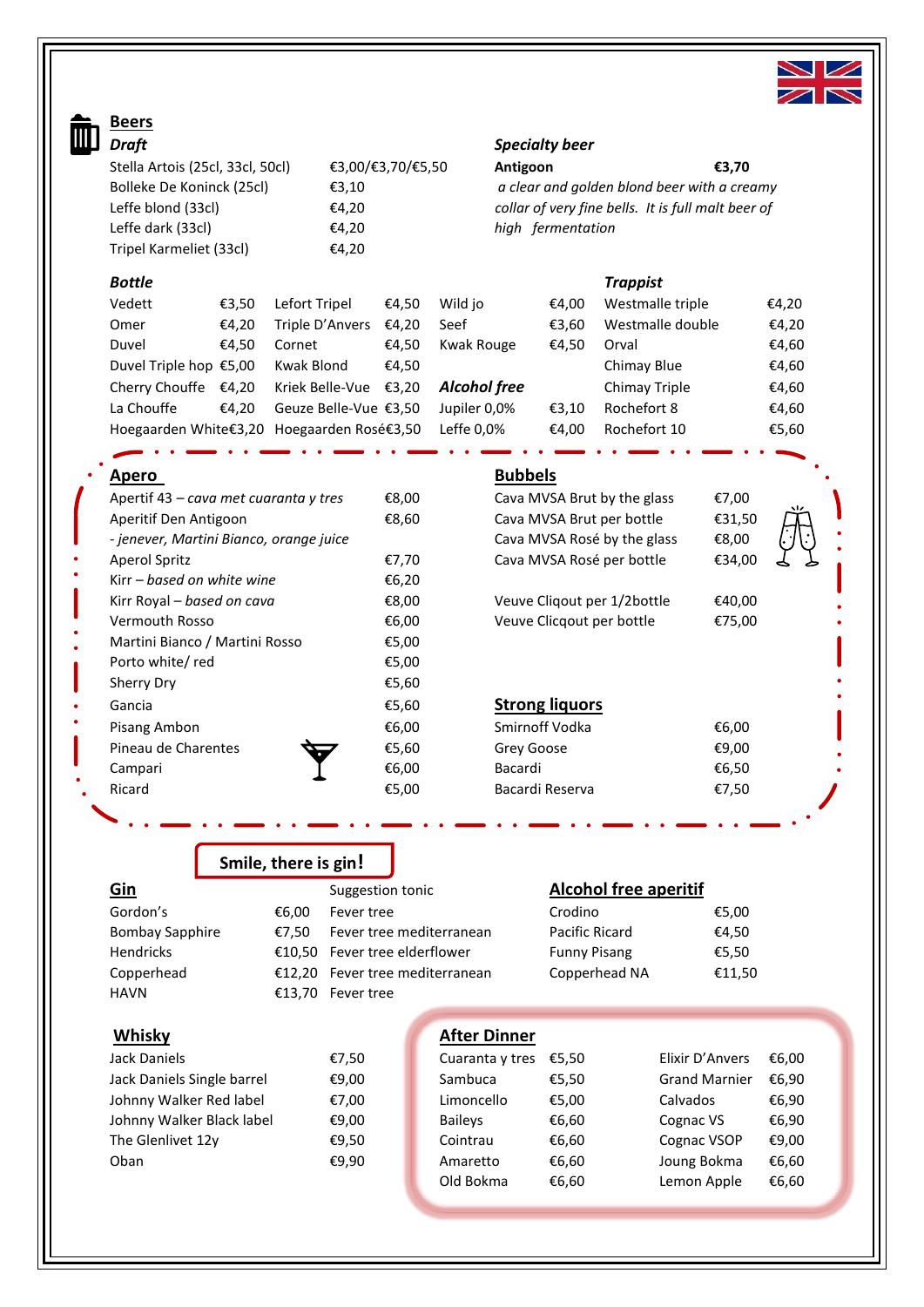## Beers

### Draft

| | |
|---|---|
| Stella Artois (25cl, 33cl, 50cl) | €3,00/€3,70/€5,50 |
| Bolleke De Koninck (25cl) | €3,10 |
| Leffe blond (33cl) | €4,20 |
| Leffe dark (33cl) | €4,20 |
| Tripel Karmeliet (33cl) | €4,20 |

### Specialty beer

**Antigoon** **€3,70**

*a clear and golden blond beer with a creamy collar of very fine bells. It is full malt beer of high fermentation*

### Bottle

| | | | | | |
|---|---|---|---|---|---|
| Vedett | €3,50 | Lefort Tripel | €4,50 | Wild jo | €4,00 |
| Omer | €4,20 | Triple D'Anvers | €4,20 | Seef | €3,60 |
| Duvel | €4,50 | Cornet | €4,50 | Kwak Rouge | €4,50 |
| Duvel Triple hop | €5,00 | Kwak Blond | €4,50 | | |
| Cherry Chouffe | €4,20 | Kriek Belle-Vue | €3,20 | | |
| La Chouffe | €4,20 | Geuze Belle-Vue | €3,50 | | |
| Hoegaarden White | €3,20 | Hoegaarden Rosé | €3,50 | | |

### Alcohol free

| | |
|---|---|
| Jupiler 0,0% | €3,10 |
| Leffe 0,0% | €4,00 |

### Trappist

| | |
|---|---|
| Westmalle triple | €4,20 |
| Westmalle double | €4,20 |
| Orval | €4,60 |
| Chimay Blue | €4,60 |
| Chimay Triple | €4,60 |
| Rochefort 8 | €4,60 |
| Rochefort 10 | €5,60 |

## Apero

| | |
|---|---|
| Apertif 43 – *cava met cuaranta y tres* | €8,00 |
| Aperitif Den Antigoon<br>*- jenever, Martini Bianco, orange juice* | €8,60 |
| Aperol Spritz | €7,70 |
| Kirr – *based on white wine* | €6,20 |
| Kirr Royal – *based on cava* | €8,00 |
| Vermouth Rosso | €6,00 |
| Martini Bianco / Martini Rosso | €5,00 |
| Porto white/ red | €5,00 |
| Sherry Dry | €5,60 |
| Gancia | €5,60 |
| Pisang Ambon | €6,00 |
| Pineau de Charentes | €5,60 |
| Campari | €6,00 |
| Ricard | €5,00 |

## Bubbels

| | |
|---|---|
| Cava MVSA Brut by the glass | €7,00 |
| Cava MVSA Brut per bottle | €31,50 |
| Cava MVSA Rosé by the glass | €8,00 |
| Cava MVSA Rosé per bottle | €34,00 |
| Veuve Cliqout per 1/2bottle | €40,00 |
| Veuve Clicqout per bottle | €75,00 |

## Strong liquors

| | |
|---|---|
| Smirnoff Vodka | €6,00 |
| Grey Goose | €9,00 |
| Bacardi | €6,50 |
| Bacardi Reserva | €7,50 |

**Smile, there is gin!**

## Gin

| | | Suggestion tonic |
|---|---|---|
| Gordon's | €6,00 | Fever tree |
| Bombay Sapphire | €7,50 | Fever tree mediterranean |
| Hendricks | €10,50 | Fever tree elderflower |
| Copperhead | €12,20 | Fever tree mediterranean |
| HAVN | €13,70 | Fever tree |

## Alcohol free aperitif

| | |
|---|---|
| Crodino | €5,00 |
| Pacific Ricard | €4,50 |
| Funny Pisang | €5,50 |
| Copperhead NA | €11,50 |

## Whisky

| | |
|---|---|
| Jack Daniels | €7,50 |
| Jack Daniels Single barrel | €9,00 |
| Johnny Walker Red label | €7,00 |
| Johnny Walker Black label | €9,00 |
| The Glenlivet 12y | €9,50 |
| Oban | €9,90 |

## After Dinner

| | | | |
|---|---|---|---|
| Cuaranta y tres | €5,50 | Elixir D'Anvers | €6,00 |
| Sambuca | €5,50 | Grand Marnier | €6,90 |
| Limoncello | €5,00 | Calvados | €6,90 |
| Baileys | €6,60 | Cognac VS | €6,90 |
| Cointrau | €6,60 | Cognac VSOP | €9,00 |
| Amaretto | €6,60 | Joung Bokma | €6,60 |
| Old Bokma | €6,60 | Lemon Apple | €6,60 |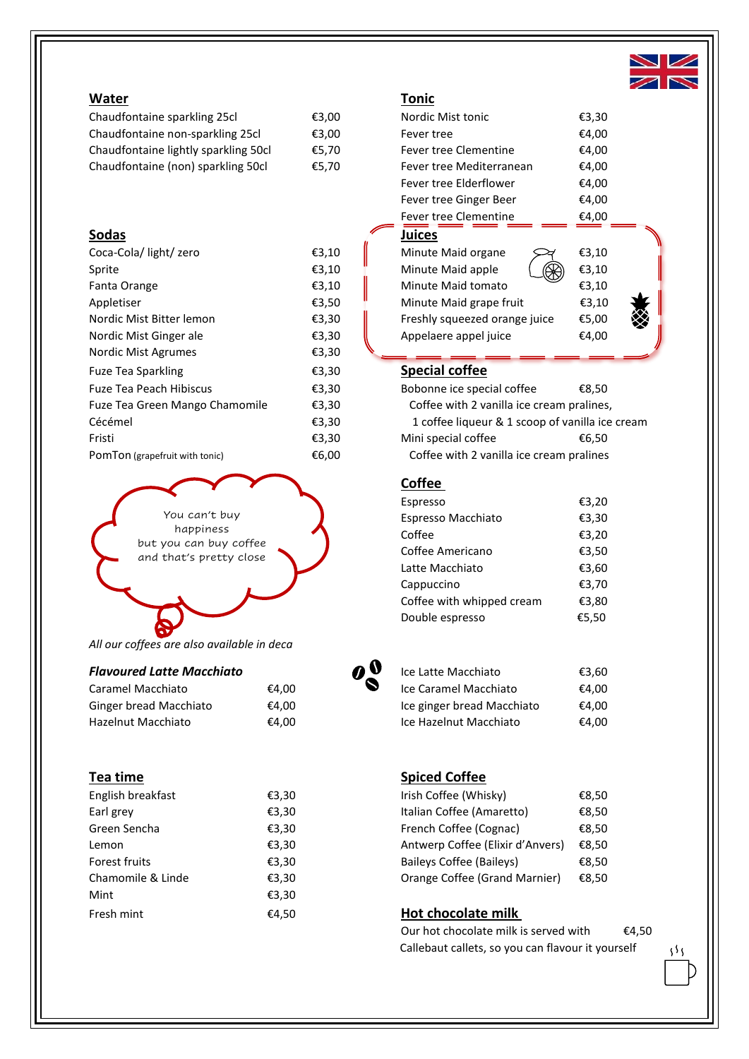## Water

| | |
|---|---|
| Chaudfontaine sparkling 25cl | €3,00 |
| Chaudfontaine non-sparkling 25cl | €3,00 |
| Chaudfontaine lightly sparkling 50cl | €5,70 |
| Chaudfontaine (non) sparkling 50cl | €5,70 |

## Sodas

| | |
|---|---|
| Coca-Cola/ light/ zero | €3,10 |
| Sprite | €3,10 |
| Fanta Orange | €3,10 |
| Appletiser | €3,50 |
| Nordic Mist Bitter lemon | €3,30 |
| Nordic Mist Ginger ale | €3,30 |
| Nordic Mist Agrumes | €3,30 |
| Fuze Tea Sparkling | €3,30 |
| Fuze Tea Peach Hibiscus | €3,30 |
| Fuze Tea Green Mango Chamomile | €3,30 |
| Cécémel | €3,30 |
| Fristi | €3,30 |
| PomTon (grapefruit with tonic) | €6,00 |

You can't buy happiness
but you can buy coffee
and that's pretty close

*All our coffees are also available in deca*

### *Flavoured Latte Macchiato*

| | |
|---|---|
| Caramel Macchiato | €4,00 |
| Ginger bread Macchiato | €4,00 |
| Hazelnut Macchiato | €4,00 |

## Tea time

| | |
|---|---|
| English breakfast | €3,30 |
| Earl grey | €3,30 |
| Green Sencha | €3,30 |
| Lemon | €3,30 |
| Forest fruits | €3,30 |
| Chamomile & Linde | €3,30 |
| Mint | €3,30 |
| Fresh mint | €4,50 |

## Tonic

| | |
|---|---|
| Nordic Mist tonic | €3,30 |
| Fever tree | €4,00 |
| Fever tree Clementine | €4,00 |
| Fever tree Mediterranean | €4,00 |
| Fever tree Elderflower | €4,00 |
| Fever tree Ginger Beer | €4,00 |
| Fever tree Clementine | €4,00 |

## Juices

| | |
|---|---|
| Minute Maid organe | €3,10 |
| Minute Maid apple | €3,10 |
| Minute Maid tomato | €3,10 |
| Minute Maid grape fruit | €3,10 |
| Freshly squeezed orange juice | €5,00 |
| Appelaere appel juice | €4,00 |

## Special coffee

| | |
|---|---|
| Bobonne ice special coffee | €8,50 |

Coffee with 2 vanilla ice cream pralines,
1 coffee liqueur & 1 scoop of vanilla ice cream

| | |
|---|---|
| Mini special coffee | €6,50 |

Coffee with 2 vanilla ice cream pralines

## Coffee

| | |
|---|---|
| Espresso | €3,20 |
| Espresso Macchiato | €3,30 |
| Coffee | €3,20 |
| Coffee Americano | €3,50 |
| Latte Macchiato | €3,60 |
| Cappuccino | €3,70 |
| Coffee with whipped cream | €3,80 |
| Double espresso | €5,50 |

| | |
|---|---|
| Ice Latte Macchiato | €3,60 |
| Ice Caramel Macchiato | €4,00 |
| Ice ginger bread Macchiato | €4,00 |
| Ice Hazelnut Macchiato | €4,00 |

## Spiced Coffee

| | |
|---|---|
| Irish Coffee (Whisky) | €8,50 |
| Italian Coffee (Amaretto) | €8,50 |
| French Coffee (Cognac) | €8,50 |
| Antwerp Coffee (Elixir d'Anvers) | €8,50 |
| Baileys Coffee (Baileys) | €8,50 |
| Orange Coffee (Grand Marnier) | €8,50 |

## Hot chocolate milk

Our hot chocolate milk is served with Callebaut callets, so you can flavour it yourself — €4,50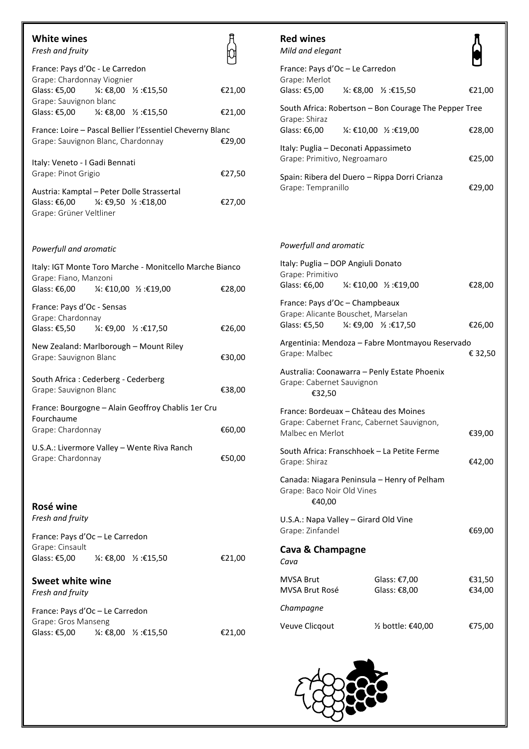## White wines

*Fresh and fruity*

France: Pays d'Oc - Le Carredon
Grape: Chardonnay Viognier
Glass: €5,00 ¼: €8,00 ½ :€15,50 €21,00
Grape: Sauvignon blanc
Glass: €5,00 ¼: €8,00 ½ :€15,50 €21,00

France: Loire – Pascal Bellier l'Essentiel Cheverny Blanc
Grape: Sauvignon Blanc, Chardonnay €29,00

Italy: Veneto - I Gadi Bennati
Grape: Pinot Grigio €27,50

Austria: Kamptal – Peter Dolle Strassertal
Glass: €6,00 ¼: €9,50 ½ :€18,00 €27,00
Grape: Grüner Veltliner

*Powerfull and aromatic*

Italy: IGT Monte Toro Marche - Monitcello Marche Bianco
Grape: Fiano, Manzoni
Glass: €6,00 ¼: €10,00 ½ :€19,00 €28,00

France: Pays d'Oc - Sensas
Grape: Chardonnay
Glass: €5,50 ¼: €9,00 ½ :€17,50 €26,00

New Zealand: Marlborough – Mount Riley
Grape: Sauvignon Blanc €30,00

South Africa : Cederberg - Cederberg
Grape: Sauvignon Blanc €38,00

France: Bourgogne – Alain Geoffroy Chablis 1er Cru Fourchaume
Grape: Chardonnay €60,00

U.S.A.: Livermore Valley – Wente Riva Ranch
Grape: Chardonnay €50,00

## Rosé wine

*Fresh and fruity*

France: Pays d'Oc – Le Carredon
Grape: Cinsault
Glass: €5,00 ¼: €8,00 ½ :€15,50 €21,00

## Sweet white wine

*Fresh and fruity*

France: Pays d'Oc – Le Carredon
Grape: Gros Manseng
Glass: €5,00 ¼: €8,00 ½ :€15,50 €21,00

## Red wines

*Mild and elegant*

France: Pays d'Oc – Le Carredon
Grape: Merlot
Glass: €5,00 ¼: €8,00 ½ :€15,50 €21,00

South Africa: Robertson – Bon Courage The Pepper Tree
Grape: Shiraz
Glass: €6,00 ¼: €10,00 ½ :€19,00 €28,00

Italy: Puglia – Deconati Appassimeto
Grape: Primitivo, Negroamaro €25,00

Spain: Ribera del Duero – Rippa Dorri Crianza
Grape: Tempranillo €29,00

*Powerfull and aromatic*

Italy: Puglia – DOP Angiuli Donato
Grape: Primitivo
Glass: €6,00 ¼: €10,00 ½ :€19,00 €28,00

France: Pays d'Oc – Champbeaux
Grape: Alicante Bouschet, Marselan
Glass: €5,50 ¼: €9,00 ½ :€17,50 €26,00

Argentinia: Mendoza – Fabre Montmayou Reservado
Grape: Malbec € 32,50

Australia: Coonawarra – Penly Estate Phoenix
Grape: Cabernet Sauvignon
€32,50

France: Bordeuax – Château des Moines
Grape: Cabernet Franc, Cabernet Sauvignon, Malbec en Merlot €39,00

South Africa: Franschhoek – La Petite Ferme
Grape: Shiraz €42,00

Canada: Niagara Peninsula – Henry of Pelham
Grape: Baco Noir Old Vines
€40,00

U.S.A.: Napa Valley – Girard Old Vine
Grape: Zinfandel €69,00

## Cava & Champagne

*Cava*

| | | |
|---|---|---|
| MVSA Brut | Glass: €7,00 | €31,50 |
| MVSA Brut Rosé | Glass: €8,00 | €34,00 |

*Champagne*

| | | |
|---|---|---|
| Veuve Clicqout | ½ bottle: €40,00 | €75,00 |